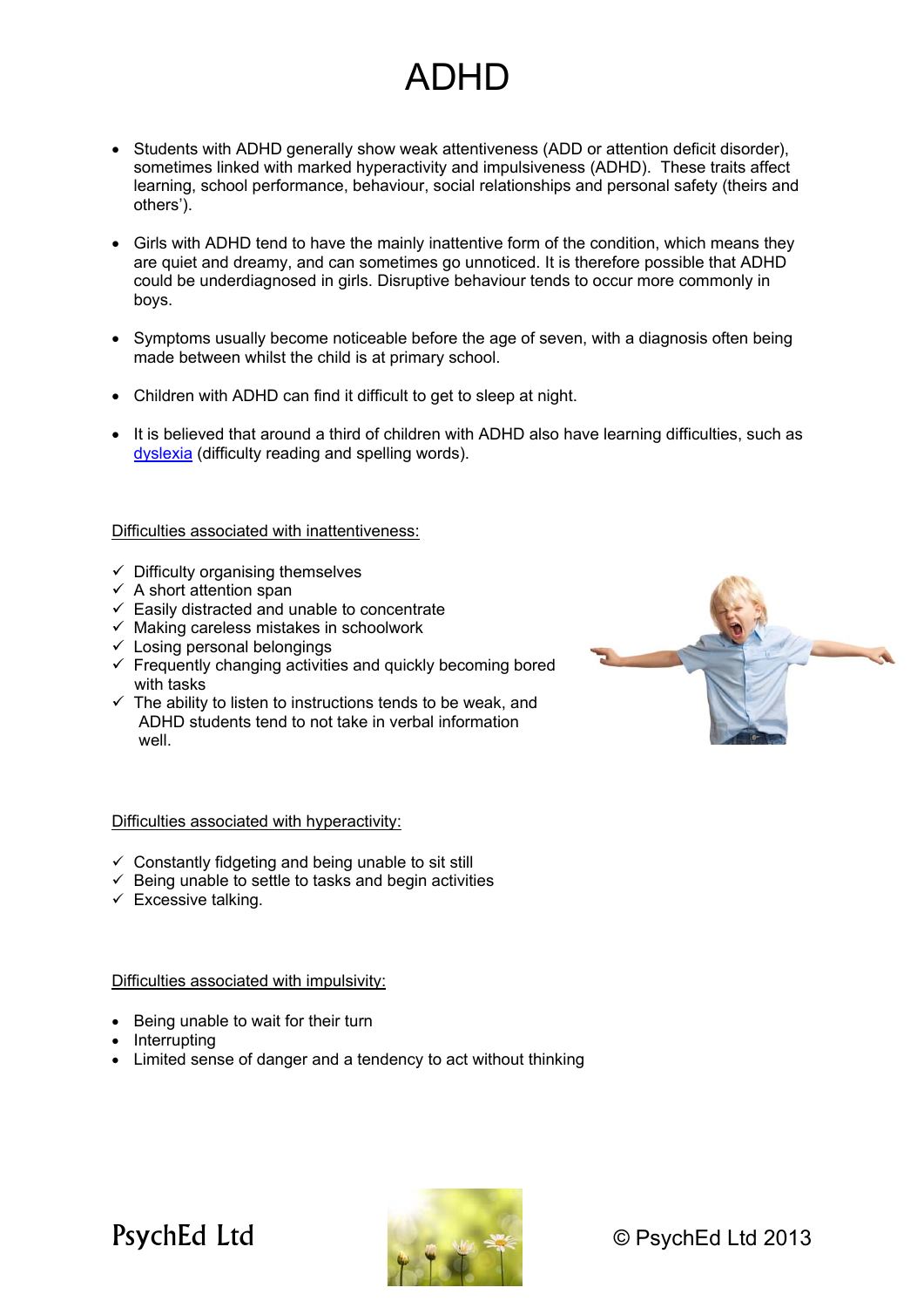# ADHD

- Students with ADHD generally show weak attentiveness (ADD or attention deficit disorder), sometimes linked with marked hyperactivity and impulsiveness (ADHD). These traits affect learning, school performance, behaviour, social relationships and personal safety (theirs and others').

- Girls with ADHD tend to have the mainly inattentive form of the condition, which means they are quiet and dreamy, and can sometimes go unnoticed. It is therefore possible that ADHD could be underdiagnosed in girls. Disruptive behaviour tends to occur more commonly in boys.

- Symptoms usually become noticeable before the age of seven, with a diagnosis often being made between whilst the child is at primary school.

- Children with ADHD can find it difficult to get to sleep at night.

- It is believed that around a third of children with ADHD also have learning difficulties, such as dyslexia (difficulty reading and spelling words).

<u>Difficulties associated with inattentiveness:</u>

- ✓ Difficulty organising themselves
- ✓ A short attention span
- ✓ Easily distracted and unable to concentrate
- ✓ Making careless mistakes in schoolwork
- ✓ Losing personal belongings
- ✓ Frequently changing activities and quickly becoming bored with tasks
- ✓ The ability to listen to instructions tends to be weak, and ADHD students tend to not take in verbal information well.

<u>Difficulties associated with hyperactivity:</u>

- ✓ Constantly fidgeting and being unable to sit still
- ✓ Being unable to settle to tasks and begin activities
- ✓ Excessive talking.

<u>Difficulties associated with impulsivity:</u>

- Being unable to wait for their turn
- Interrupting
- Limited sense of danger and a tendency to act without thinking

PsychEd Ltd

© PsychEd Ltd 2013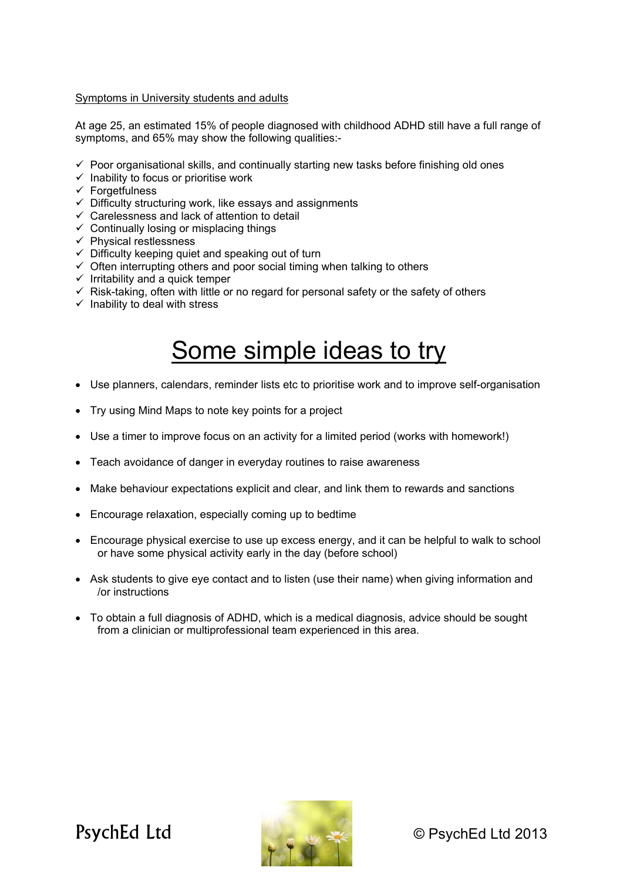Symptoms in University students and adults

At age 25, an estimated 15% of people diagnosed with childhood ADHD still have a full range of symptoms, and 65% may show the following qualities:-

- ✓ Poor organisational skills, and continually starting new tasks before finishing old ones
- ✓ Inability to focus or prioritise work
- ✓ Forgetfulness
- ✓ Difficulty structuring work, like essays and assignments
- ✓ Carelessness and lack of attention to detail
- ✓ Continually losing or misplacing things
- ✓ Physical restlessness
- ✓ Difficulty keeping quiet and speaking out of turn
- ✓ Often interrupting others and poor social timing when talking to others
- ✓ Irritability and a quick temper
- ✓ Risk-taking, often with little or no regard for personal safety or the safety of others
- ✓ Inability to deal with stress

# Some simple ideas to try

- Use planners, calendars, reminder lists etc to prioritise work and to improve self-organisation
- Try using Mind Maps to note key points for a project
- Use a timer to improve focus on an activity for a limited period (works with homework!)
- Teach avoidance of danger in everyday routines to raise awareness
- Make behaviour expectations explicit and clear, and link them to rewards and sanctions
- Encourage relaxation, especially coming up to bedtime
- Encourage physical exercise to use up excess energy, and it can be helpful to walk to school or have some physical activity early in the day (before school)
- Ask students to give eye contact and to listen (use their name) when giving information and /or instructions
- To obtain a full diagnosis of ADHD, which is a medical diagnosis, advice should be sought from a clinician or multiprofessional team experienced in this area.